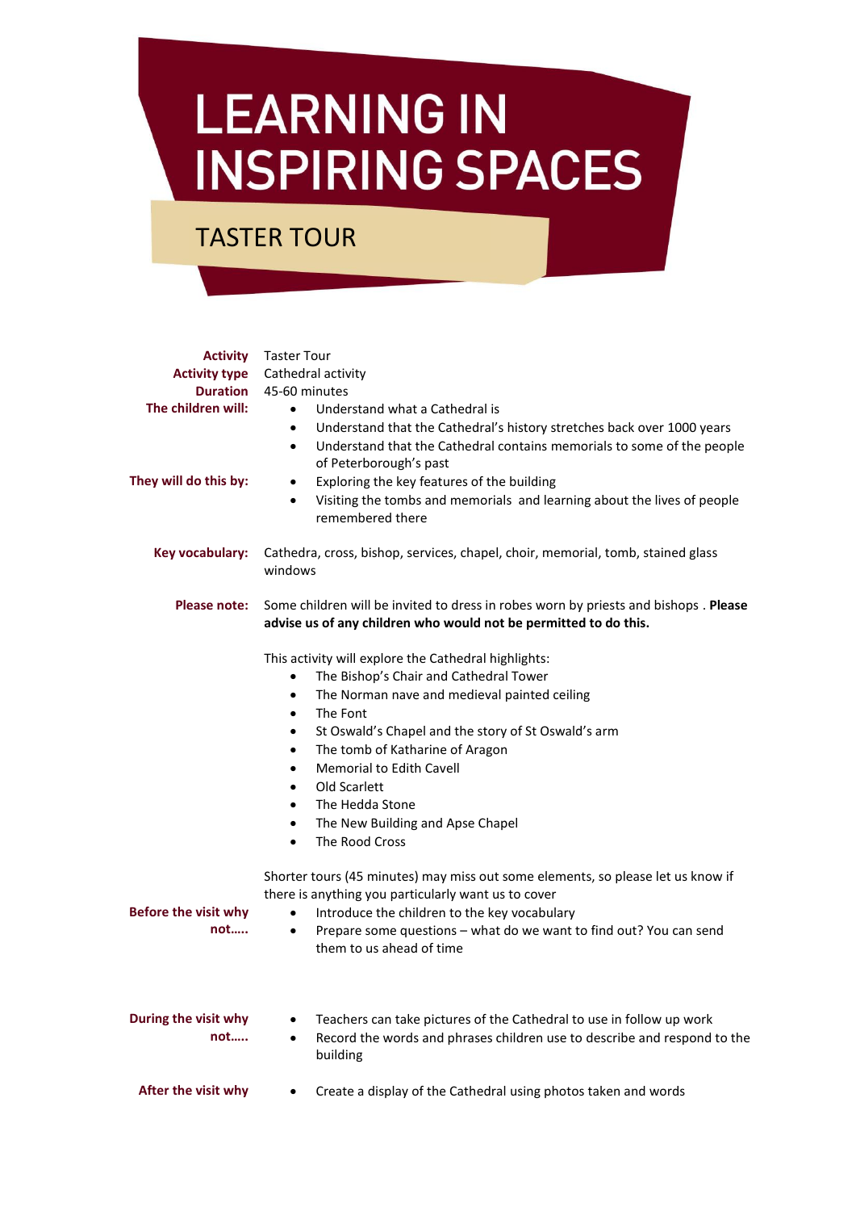# LEARNING IN INSPIRING SPACES

## TASTER TOUR

**Activity** Taster Tour

**Activity type** Cathedral activity

**Duration** 45-60 minutes

**The children will:**

- Understand what a Cathedral is
- Understand that the Cathedral's history stretches back over 1000 years
- Understand that the Cathedral contains memorials to some of the people of Peterborough's past

**They will do this by:**

- Exploring the key features of the building
- Visiting the tombs and memorials and learning about the lives of people remembered there

**Key vocabulary:** Cathedra, cross, bishop, services, chapel, choir, memorial, tomb, stained glass windows

**Please note:** Some children will be invited to dress in robes worn by priests and bishops . **Please advise us of any children who would not be permitted to do this.**

This activity will explore the Cathedral highlights:

- The Bishop's Chair and Cathedral Tower
- The Norman nave and medieval painted ceiling
- The Font
- St Oswald's Chapel and the story of St Oswald's arm
- The tomb of Katharine of Aragon
- Memorial to Edith Cavell
- Old Scarlett
- The Hedda Stone
- The New Building and Apse Chapel
- The Rood Cross

Shorter tours (45 minutes) may miss out some elements, so please let us know if there is anything you particularly want us to cover

**Before the visit why not…..**

- Introduce the children to the key vocabulary
- Prepare some questions – what do we want to find out? You can send them to us ahead of time

**During the visit why not…..**

- Teachers can take pictures of the Cathedral to use in follow up work
- Record the words and phrases children use to describe and respond to the building

**After the visit why**

- Create a display of the Cathedral using photos taken and words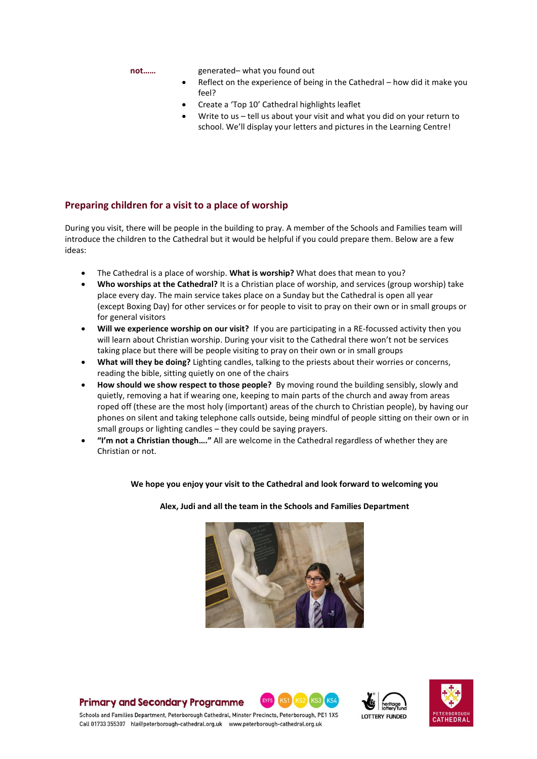not……

generated– what you found out

- Reflect on the experience of being in the Cathedral – how did it make you feel?
- Create a 'Top 10' Cathedral highlights leaflet
- Write to us – tell us about your visit and what you did on your return to school. We'll display your letters and pictures in the Learning Centre!

## Preparing children for a visit to a place of worship

During you visit, there will be people in the building to pray. A member of the Schools and Families team will introduce the children to the Cathedral but it would be helpful if you could prepare them. Below are a few ideas:

- The Cathedral is a place of worship. **What is worship?** What does that mean to you?
- **Who worships at the Cathedral?** It is a Christian place of worship, and services (group worship) take place every day. The main service takes place on a Sunday but the Cathedral is open all year (except Boxing Day) for other services or for people to visit to pray on their own or in small groups or for general visitors
- **Will we experience worship on our visit?** If you are participating in a RE-focussed activity then you will learn about Christian worship. During your visit to the Cathedral there won't not be services taking place but there will be people visiting to pray on their own or in small groups
- **What will they be doing?** Lighting candles, talking to the priests about their worries or concerns, reading the bible, sitting quietly on one of the chairs
- **How should we show respect to those people?** By moving round the building sensibly, slowly and quietly, removing a hat if wearing one, keeping to main parts of the church and away from areas roped off (these are the most holy (important) areas of the church to Christian people), by having our phones on silent and taking telephone calls outside, being mindful of people sitting on their own or in small groups or lighting candles – they could be saying prayers.
- **"I'm not a Christian though…."** All are welcome in the Cathedral regardless of whether they are Christian or not.

**We hope you enjoy your visit to the Cathedral and look forward to welcoming you**

**Alex, Judi and all the team in the Schools and Families Department**

**Primary and Secondary Programme**

EYFS KS1 KS2 KS3 KS4

Schools and Families Department, Peterborough Cathedral, Minster Precincts, Peterborough, PE1 1XS
Call 01733 355307 hla@peterborough-cathedral.org.uk www.peterborough-cathedral.org.uk

heritage lottery fund LOTTERY FUNDED

PETERBOROUGH CATHEDRAL